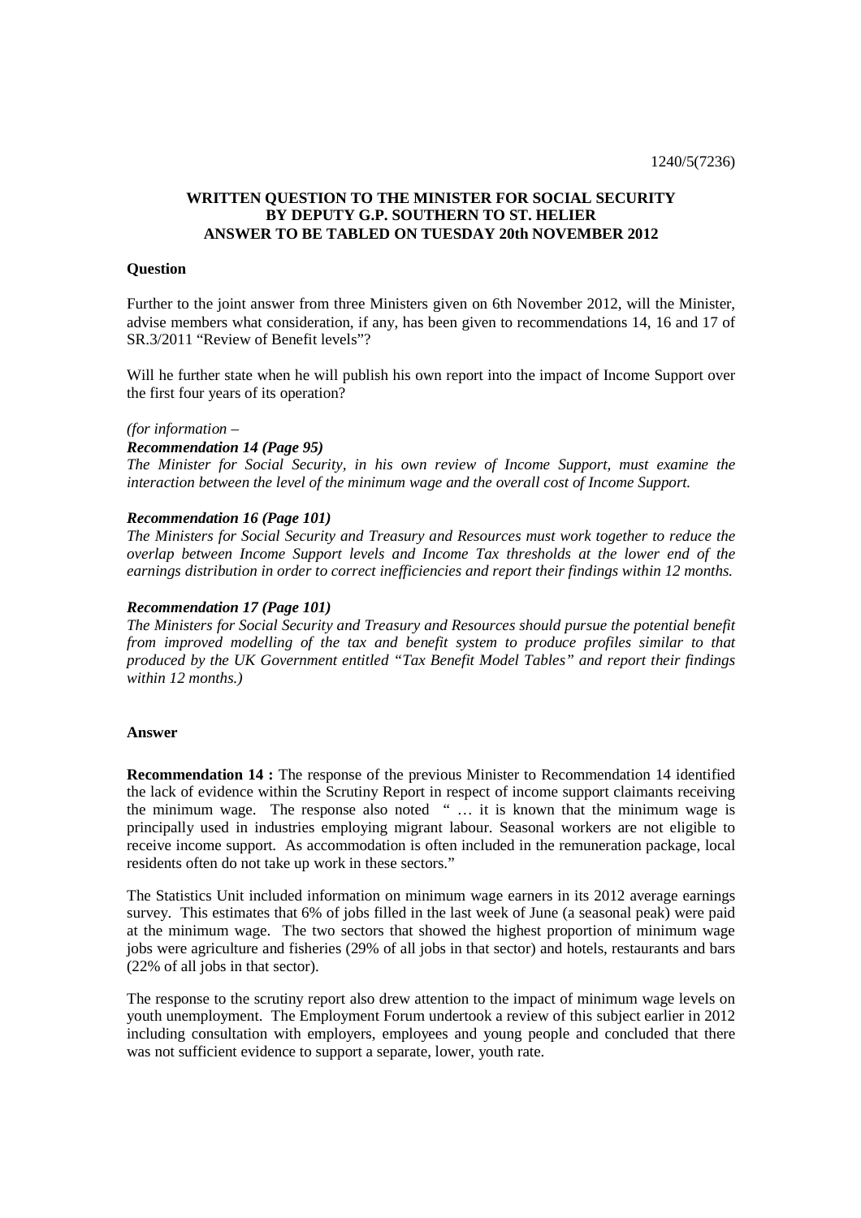1240/5(7236)

**WRITTEN QUESTION TO THE MINISTER FOR SOCIAL SECURITY BY DEPUTY G.P. SOUTHERN TO ST. HELIER ANSWER TO BE TABLED ON TUESDAY 20th NOVEMBER 2012**

**Question**

Further to the joint answer from three Ministers given on 6th November 2012, will the Minister, advise members what consideration, if any, has been given to recommendations 14, 16 and 17 of SR.3/2011 "Review of Benefit levels"?

Will he further state when he will publish his own report into the impact of Income Support over the first four years of its operation?

*(for information –*

***Recommendation 14 (Page 95)***

*The Minister for Social Security, in his own review of Income Support, must examine the interaction between the level of the minimum wage and the overall cost of Income Support.*

***Recommendation 16 (Page 101)***

*The Ministers for Social Security and Treasury and Resources must work together to reduce the overlap between Income Support levels and Income Tax thresholds at the lower end of the earnings distribution in order to correct inefficiencies and report their findings within 12 months.*

***Recommendation 17 (Page 101)***

*The Ministers for Social Security and Treasury and Resources should pursue the potential benefit from improved modelling of the tax and benefit system to produce profiles similar to that produced by the UK Government entitled "Tax Benefit Model Tables" and report their findings within 12 months.)*

**Answer**

**Recommendation 14 :** The response of the previous Minister to Recommendation 14 identified the lack of evidence within the Scrutiny Report in respect of income support claimants receiving the minimum wage. The response also noted " … it is known that the minimum wage is principally used in industries employing migrant labour. Seasonal workers are not eligible to receive income support. As accommodation is often included in the remuneration package, local residents often do not take up work in these sectors."

The Statistics Unit included information on minimum wage earners in its 2012 average earnings survey. This estimates that 6% of jobs filled in the last week of June (a seasonal peak) were paid at the minimum wage. The two sectors that showed the highest proportion of minimum wage jobs were agriculture and fisheries (29% of all jobs in that sector) and hotels, restaurants and bars (22% of all jobs in that sector).

The response to the scrutiny report also drew attention to the impact of minimum wage levels on youth unemployment. The Employment Forum undertook a review of this subject earlier in 2012 including consultation with employers, employees and young people and concluded that there was not sufficient evidence to support a separate, lower, youth rate.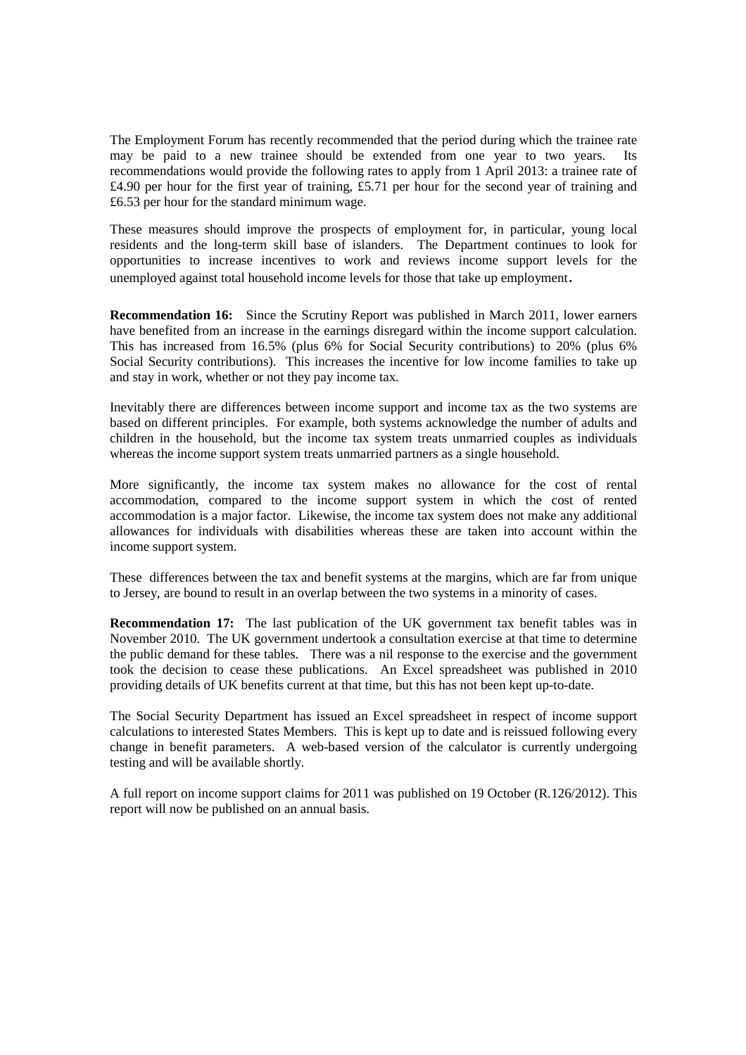The Employment Forum has recently recommended that the period during which the trainee rate may be paid to a new trainee should be extended from one year to two years. Its recommendations would provide the following rates to apply from 1 April 2013: a trainee rate of £4.90 per hour for the first year of training, £5.71 per hour for the second year of training and £6.53 per hour for the standard minimum wage.

These measures should improve the prospects of employment for, in particular, young local residents and the long-term skill base of islanders. The Department continues to look for opportunities to increase incentives to work and reviews income support levels for the unemployed against total household income levels for those that take up employment.

**Recommendation 16:** Since the Scrutiny Report was published in March 2011, lower earners have benefited from an increase in the earnings disregard within the income support calculation. This has increased from 16.5% (plus 6% for Social Security contributions) to 20% (plus 6% Social Security contributions). This increases the incentive for low income families to take up and stay in work, whether or not they pay income tax.

Inevitably there are differences between income support and income tax as the two systems are based on different principles. For example, both systems acknowledge the number of adults and children in the household, but the income tax system treats unmarried couples as individuals whereas the income support system treats unmarried partners as a single household.

More significantly, the income tax system makes no allowance for the cost of rental accommodation, compared to the income support system in which the cost of rented accommodation is a major factor. Likewise, the income tax system does not make any additional allowances for individuals with disabilities whereas these are taken into account within the income support system.

These differences between the tax and benefit systems at the margins, which are far from unique to Jersey, are bound to result in an overlap between the two systems in a minority of cases.

**Recommendation 17:** The last publication of the UK government tax benefit tables was in November 2010. The UK government undertook a consultation exercise at that time to determine the public demand for these tables. There was a nil response to the exercise and the government took the decision to cease these publications. An Excel spreadsheet was published in 2010 providing details of UK benefits current at that time, but this has not been kept up-to-date.

The Social Security Department has issued an Excel spreadsheet in respect of income support calculations to interested States Members. This is kept up to date and is reissued following every change in benefit parameters. A web-based version of the calculator is currently undergoing testing and will be available shortly.

A full report on income support claims for 2011 was published on 19 October (R.126/2012). This report will now be published on an annual basis.